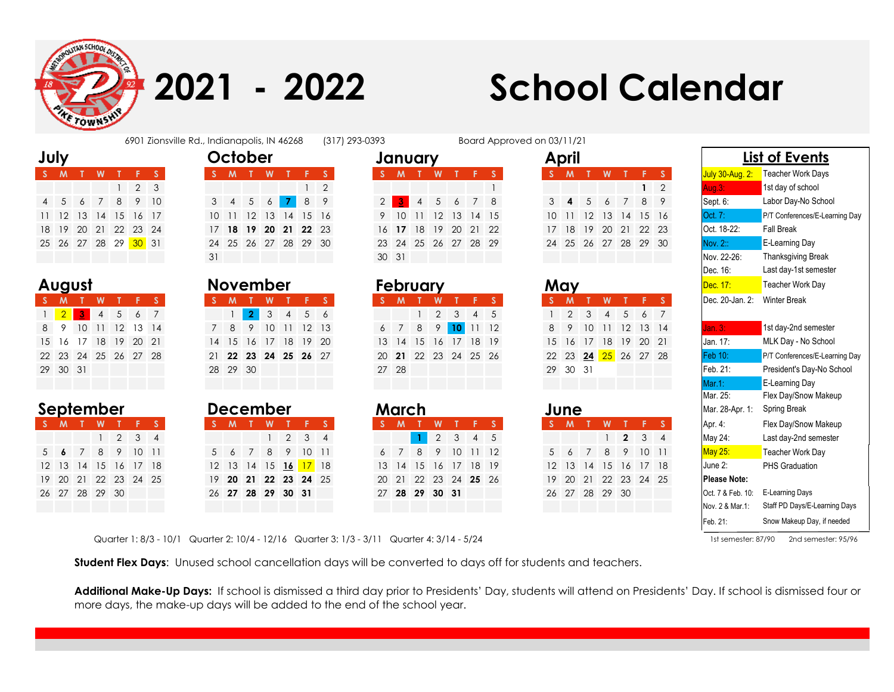# 2021 - 2022 School Calendar

6901 Zionsville Rd., Indianapolis, IN 46268 (317) 293-0393 Board Approved on 03/11/21

## July

| S | M | T | W | T | F | S |
|---|---|---|---|---|---|---|
| | | | | 1 | 2 | 3 |
| 4 | 5 | 6 | 7 | 8 | 9 | 10 |
| 11 | 12 | 13 | 14 | 15 | 16 | 17 |
| 18 | 19 | 20 | 21 | 22 | 23 | 24 |
| 25 | 26 | 27 | 28 | 29 | 30 | 31 |

## August

| S | M | T | W | T | F | S |
|---|---|---|---|---|---|---|
| 1 | 2 | 3 | 4 | 5 | 6 | 7 |
| 8 | 9 | 10 | 11 | 12 | 13 | 14 |
| 15 | 16 | 17 | 18 | 19 | 20 | 21 |
| 22 | 23 | 24 | 25 | 26 | 27 | 28 |
| 29 | 30 | 31 | | | | |

## September

| S | M | T | W | T | F | S |
|---|---|---|---|---|---|---|
| | | | 1 | 2 | 3 | 4 |
| 5 | **6** | 7 | 8 | 9 | 10 | 11 |
| 12 | 13 | 14 | 15 | 16 | 17 | 18 |
| 19 | 20 | 21 | 22 | 23 | 24 | 25 |
| 26 | 27 | 28 | 29 | 30 | | |

## October

| S | M | T | W | T | F | S |
|---|---|---|---|---|---|---|
| | | | | | 1 | 2 |
| 3 | 4 | 5 | 6 | **7** | 8 | 9 |
| 10 | 11 | 12 | 13 | 14 | 15 | 16 |
| 17 | **18** | **19** | **20** | **21** | **22** | 23 |
| 24 | 25 | 26 | 27 | 28 | 29 | 30 |
| 31 | | | | | | |

## November

| S | M | T | W | T | F | S |
|---|---|---|---|---|---|---|
| | 1 | **2** | 3 | 4 | 5 | 6 |
| 7 | 8 | 9 | 10 | 11 | 12 | 13 |
| 14 | 15 | 16 | 17 | 18 | 19 | 20 |
| 21 | **22** | **23** | **24** | **25** | **26** | 27 |
| 28 | 29 | 30 | | | | |

## December

| S | M | T | W | T | F | S |
|---|---|---|---|---|---|---|
| | | | 1 | 2 | 3 | 4 |
| 5 | 6 | 7 | 8 | 9 | 10 | 11 |
| 12 | 13 | 14 | 15 | **16** | 17 | 18 |
| 19 | **20** | **21** | **22** | **23** | **24** | 25 |
| 26 | **27** | **28** | **29** | **30** | **31** | |

## January

| S | M | T | W | T | F | S |
|---|---|---|---|---|---|---|
| | | | | | | 1 |
| 2 | **3** | 4 | 5 | 6 | 7 | 8 |
| 9 | 10 | 11 | 12 | 13 | 14 | 15 |
| 16 | **17** | 18 | 19 | 20 | 21 | 22 |
| 23 | 24 | 25 | 26 | 27 | 28 | 29 |
| 30 | 31 | | | | | |

## February

| S | M | T | W | T | F | S |
|---|---|---|---|---|---|---|
| | | 1 | 2 | 3 | 4 | 5 |
| 6 | 7 | 8 | 9 | **10** | 11 | 12 |
| 13 | 14 | 15 | 16 | 17 | 18 | 19 |
| 20 | **21** | 22 | 23 | 24 | 25 | 26 |
| 27 | 28 | | | | | |

## March

| S | M | T | W | T | F | S |
|---|---|---|---|---|---|---|
| | | **1** | 2 | 3 | 4 | 5 |
| 6 | 7 | 8 | 9 | 10 | 11 | 12 |
| 13 | 14 | 15 | 16 | 17 | 18 | 19 |
| 20 | 21 | 22 | 23 | 24 | **25** | 26 |
| 27 | **28** | **29** | **30** | **31** | | |

## April

| S | M | T | W | T | F | S |
|---|---|---|---|---|---|---|
| | | | | | **1** | 2 |
| 3 | **4** | 5 | 6 | 7 | 8 | 9 |
| 10 | 11 | 12 | 13 | 14 | 15 | 16 |
| 17 | 18 | 19 | 20 | 21 | 22 | 23 |
| 24 | 25 | 26 | 27 | 28 | 29 | 30 |

## May

| S | M | T | W | T | F | S |
|---|---|---|---|---|---|---|
| 1 | 2 | 3 | 4 | 5 | 6 | 7 |
| 8 | 9 | 10 | 11 | 12 | 13 | 14 |
| 15 | 16 | 17 | 18 | 19 | 20 | 21 |
| 22 | 23 | **24** | 25 | 26 | 27 | 28 |
| 29 | 30 | 31 | | | | |

## June

| S | M | T | W | T | F | S |
|---|---|---|---|---|---|---|
| | | | 1 | **2** | 3 | 4 |
| 5 | 6 | 7 | 8 | 9 | 10 | 11 |
| 12 | 13 | 14 | 15 | 16 | 17 | 18 |
| 19 | 20 | 21 | 22 | 23 | 24 | 25 |
| 26 | 27 | 28 | 29 | 30 | | |

## List of Events

| Date | Event |
|---|---|
| July 30-Aug. 2: | Teacher Work Days |
| Aug. 3: | 1st day of school |
| Sept. 6: | Labor Day-No School |
| Oct. 7: | P/T Conferences/E-Learning Day |
| Oct. 18-22: | Fall Break |
| Nov. 2:: | E-Learning Day |
| Nov. 22-26: | Thanksgiving Break |
| Dec. 16: | Last day-1st semester |
| Dec. 17: | Teacher Work Day |
| Dec. 20-Jan. 2: | Winter Break |
| Jan. 3: | 1st day-2nd semester |
| Jan. 17: | MLK Day - No School |
| Feb 10: | P/T Conferences/E-Learning Day |
| Feb. 21: | President's Day-No School |
| Mar.1: | E-Learning Day |
| Mar. 25: | Flex Day/Snow Makeup |
| Mar. 28-Apr. 1: | Spring Break |
| Apr. 4: | Flex Day/Snow Makeup |
| May 24: | Last day-2nd semester |
| May 25: | Teacher Work Day |
| June 2: | PHS Graduation |

**Please Note:**

| Date | Note |
|---|---|
| Oct. 7 & Feb. 10: | E-Learning Days |
| Nov. 2 & Mar.1: | Staff PD Days/E-Learning Days |
| Feb. 21: | Snow Makeup Day, if needed |

Quarter 1: 8/3 - 10/1 Quarter 2: 10/4 - 12/16 Quarter 3: 1/3 - 3/11 Quarter 4: 3/14 - 5/24

1st semester: 87/90 2nd semester: 95/96

**Student Flex Days**: Unused school cancellation days will be converted to days off for students and teachers.

**Additional Make-Up Days:** If school is dismissed a third day prior to Presidents' Day, students will attend on Presidents' Day. If school is dismissed four or more days, the make-up days will be added to the end of the school year.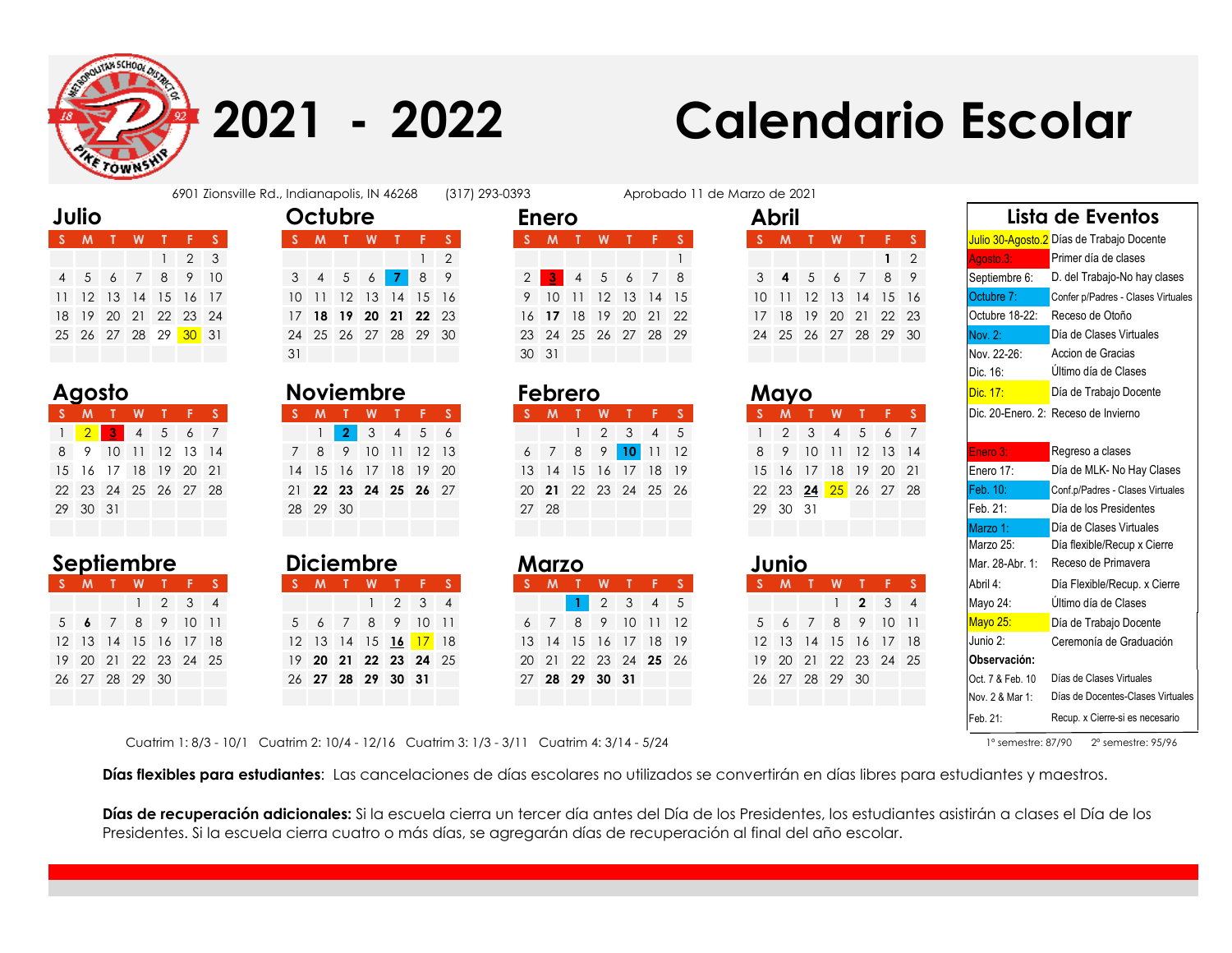# 2021 - 2022 Calendario Escolar

6901 Zionsville Rd., Indianapolis, IN 46268 (317) 293-0393 Aprobado 11 de Marzo de 2021

## Julio

| S | M | T | W | T | F | S |
|---|---|---|---|---|---|---|
| | | | | 1 | 2 | 3 |
| 4 | 5 | 6 | 7 | 8 | 9 | 10 |
| 11 | 12 | 13 | 14 | 15 | 16 | 17 |
| 18 | 19 | 20 | 21 | 22 | 23 | 24 |
| 25 | 26 | 27 | 28 | 29 | 30 | 31 |

## Agosto

| S | M | T | W | T | F | S |
|---|---|---|---|---|---|---|
| 1 | 2 | 3 | 4 | 5 | 6 | 7 |
| 8 | 9 | 10 | 11 | 12 | 13 | 14 |
| 15 | 16 | 17 | 18 | 19 | 20 | 21 |
| 22 | 23 | 24 | 25 | 26 | 27 | 28 |
| 29 | 30 | 31 | | | | |

## Septiembre

| S | M | T | W | T | F | S |
|---|---|---|---|---|---|---|
| | | | 1 | 2 | 3 | 4 |
| 5 | **6** | 7 | 8 | 9 | 10 | 11 |
| 12 | 13 | 14 | 15 | 16 | 17 | 18 |
| 19 | 20 | 21 | 22 | 23 | 24 | 25 |
| 26 | 27 | 28 | 29 | 30 | | |

## Octubre

| S | M | T | W | T | F | S |
|---|---|---|---|---|---|---|
| | | | | | 1 | 2 |
| 3 | 4 | 5 | 6 | 7 | 8 | 9 |
| 10 | 11 | 12 | 13 | 14 | 15 | 16 |
| 17 | **18** | **19** | **20** | **21** | **22** | 23 |
| 24 | 25 | 26 | 27 | 28 | 29 | 30 |
| 31 | | | | | | |

## Noviembre

| S | M | T | W | T | F | S |
|---|---|---|---|---|---|---|
| | 1 | 2 | 3 | 4 | 5 | 6 |
| 7 | 8 | 9 | 10 | 11 | 12 | 13 |
| 14 | 15 | 16 | 17 | 18 | 19 | 20 |
| 21 | **22** | **23** | **24** | **25** | **26** | 27 |
| 28 | 29 | 30 | | | | |

## Diciembre

| S | M | T | W | T | F | S |
|---|---|---|---|---|---|---|
| | | | 1 | 2 | 3 | 4 |
| 5 | 6 | 7 | 8 | 9 | 10 | 11 |
| 12 | 13 | 14 | 15 | **16** | 17 | 18 |
| 19 | **20** | **21** | **22** | **23** | **24** | 25 |
| 26 | **27** | **28** | **29** | **30** | **31** | |

## Enero

| S | M | T | W | T | F | S |
|---|---|---|---|---|---|---|
| | | | | | | 1 |
| 2 | 3 | 4 | 5 | 6 | 7 | 8 |
| 9 | 10 | 11 | 12 | 13 | 14 | 15 |
| 16 | **17** | 18 | 19 | 20 | 21 | 22 |
| 23 | 24 | 25 | 26 | 27 | 28 | 29 |
| 30 | 31 | | | | | |

## Febrero

| S | M | T | W | T | F | S |
|---|---|---|---|---|---|---|
| | | 1 | 2 | 3 | 4 | 5 |
| 6 | 7 | 8 | 9 | 10 | 11 | 12 |
| 13 | 14 | 15 | 16 | 17 | 18 | 19 |
| 20 | **21** | 22 | 23 | 24 | 25 | 26 |
| 27 | 28 | | | | | |

## Marzo

| S | M | T | W | T | F | S |
|---|---|---|---|---|---|---|
| | | 1 | 2 | 3 | 4 | 5 |
| 6 | 7 | 8 | 9 | 10 | 11 | 12 |
| 13 | 14 | 15 | 16 | 17 | 18 | 19 |
| 20 | 21 | 22 | 23 | 24 | **25** | 26 |
| 27 | **28** | **29** | **30** | **31** | | |

## Abril

| S | M | T | W | T | F | S |
|---|---|---|---|---|---|---|
| | | | | | **1** | 2 |
| 3 | **4** | 5 | 6 | 7 | 8 | 9 |
| 10 | 11 | 12 | 13 | 14 | 15 | 16 |
| 17 | 18 | 19 | 20 | 21 | 22 | 23 |
| 24 | 25 | 26 | 27 | 28 | 29 | 30 |

## Mayo

| S | M | T | W | T | F | S |
|---|---|---|---|---|---|---|
| 1 | 2 | 3 | 4 | 5 | 6 | 7 |
| 8 | 9 | 10 | 11 | 12 | 13 | 14 |
| 15 | 16 | 17 | 18 | 19 | 20 | 21 |
| 22 | 23 | **24** | 25 | 26 | 27 | 28 |
| 29 | 30 | 31 | | | | |

## Junio

| S | M | T | W | T | F | S |
|---|---|---|---|---|---|---|
| | | | 1 | **2** | 3 | 4 |
| 5 | 6 | 7 | 8 | 9 | 10 | 11 |
| 12 | 13 | 14 | 15 | 16 | 17 | 18 |
| 19 | 20 | 21 | 22 | 23 | 24 | 25 |
| 26 | 27 | 28 | 29 | 30 | | |

## Lista de Eventos

| | |
|---|---|
| Julio 30-Agosto.2 | Días de Trabajo Docente |
| Agosto.3: | Primer día de clases |
| Septiembre 6: | D. del Trabajo-No hay clases |
| Octubre 7: | Confer p/Padres - Clases Virtuales |
| Octubre 18-22: | Receso de Otoño |
| Nov. 2: | Día de Clases Virtuales |
| Nov. 22-26: | Accion de Gracias |
| Dic. 16: | Último día de Clases |
| Dic. 17: | Día de Trabajo Docente |
| Dic. 20-Enero. 2: | Receso de Invierno |
| Enero 3: | Regreso a clases |
| Enero 17: | Día de MLK- No Hay Clases |
| Feb. 10: | Conf.p/Padres - Clases Virtuales |
| Feb. 21: | Día de los Presidentes |
| Marzo 1: | Día de Clases Virtuales |
| Marzo 25: | Día flexible/Recup x Cierre |
| Mar. 28-Abr. 1: | Receso de Primavera |
| Abril 4: | Día Flexible/Recup. x Cierre |
| Mayo 24: | Último día de Clases |
| Mayo 25: | Día de Trabajo Docente |
| Junio 2: | Ceremonía de Graduación |
| **Observación:** | |
| Oct. 7 & Feb. 10 | Días de Clases Virtuales |
| Nov. 2 & Mar 1: | Días de Docentes-Clases Virtuales |
| Feb. 21: | Recup. x Cierre-si es necesario |

Cuatrim 1: 8/3 - 10/1 Cuatrim 2: 10/4 - 12/16 Cuatrim 3: 1/3 - 3/11 Cuatrim 4: 3/14 - 5/24

1º semestre: 87/90 2º semestre: 95/96

**Días flexibles para estudiantes**: Las cancelaciones de días escolares no utilizados se convertirán en días libres para estudiantes y maestros.

**Días de recuperación adicionales:** Si la escuela cierra un tercer día antes del Día de los Presidentes, los estudiantes asistirán a clases el Día de los Presidentes. Si la escuela cierra cuatro o más días, se agregarán días de recuperación al final del año escolar.